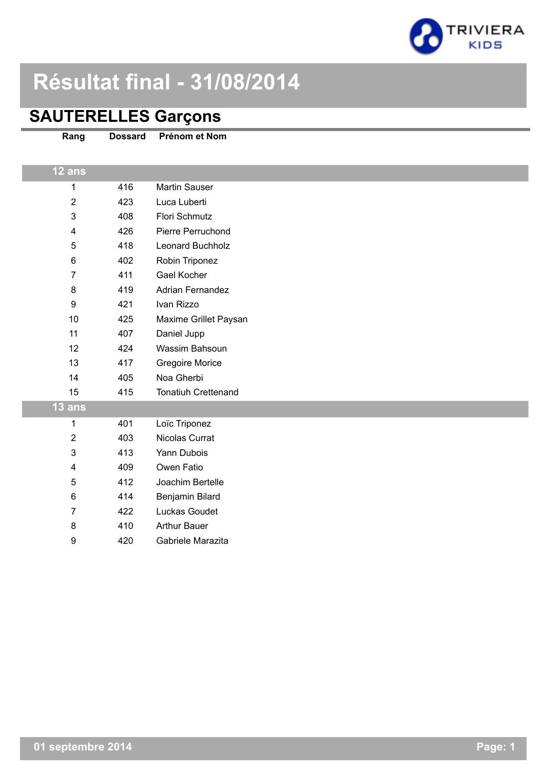# Résultat final - 31/08/2014

## SAUTERELLES Garçons

| Rang | Dossard | Prénom et Nom |
|---|---|---|
| **12 ans** | | |
| 1 | 416 | Martin Sauser |
| 2 | 423 | Luca Luberti |
| 3 | 408 | Flori Schmutz |
| 4 | 426 | Pierre Perruchond |
| 5 | 418 | Leonard Buchholz |
| 6 | 402 | Robin Triponez |
| 7 | 411 | Gael Kocher |
| 8 | 419 | Adrian Fernandez |
| 9 | 421 | Ivan Rizzo |
| 10 | 425 | Maxime Grillet Paysan |
| 11 | 407 | Daniel Jupp |
| 12 | 424 | Wassim Bahsoun |
| 13 | 417 | Gregoire Morice |
| 14 | 405 | Noa Gherbi |
| 15 | 415 | Tonatiuh Crettenand |
| **13 ans** | | |
| 1 | 401 | Loïc Triponez |
| 2 | 403 | Nicolas Currat |
| 3 | 413 | Yann Dubois |
| 4 | 409 | Owen Fatio |
| 5 | 412 | Joachim Bertelle |
| 6 | 414 | Benjamin Bilard |
| 7 | 422 | Luckas Goudet |
| 8 | 410 | Arthur Bauer |
| 9 | 420 | Gabriele Marazita |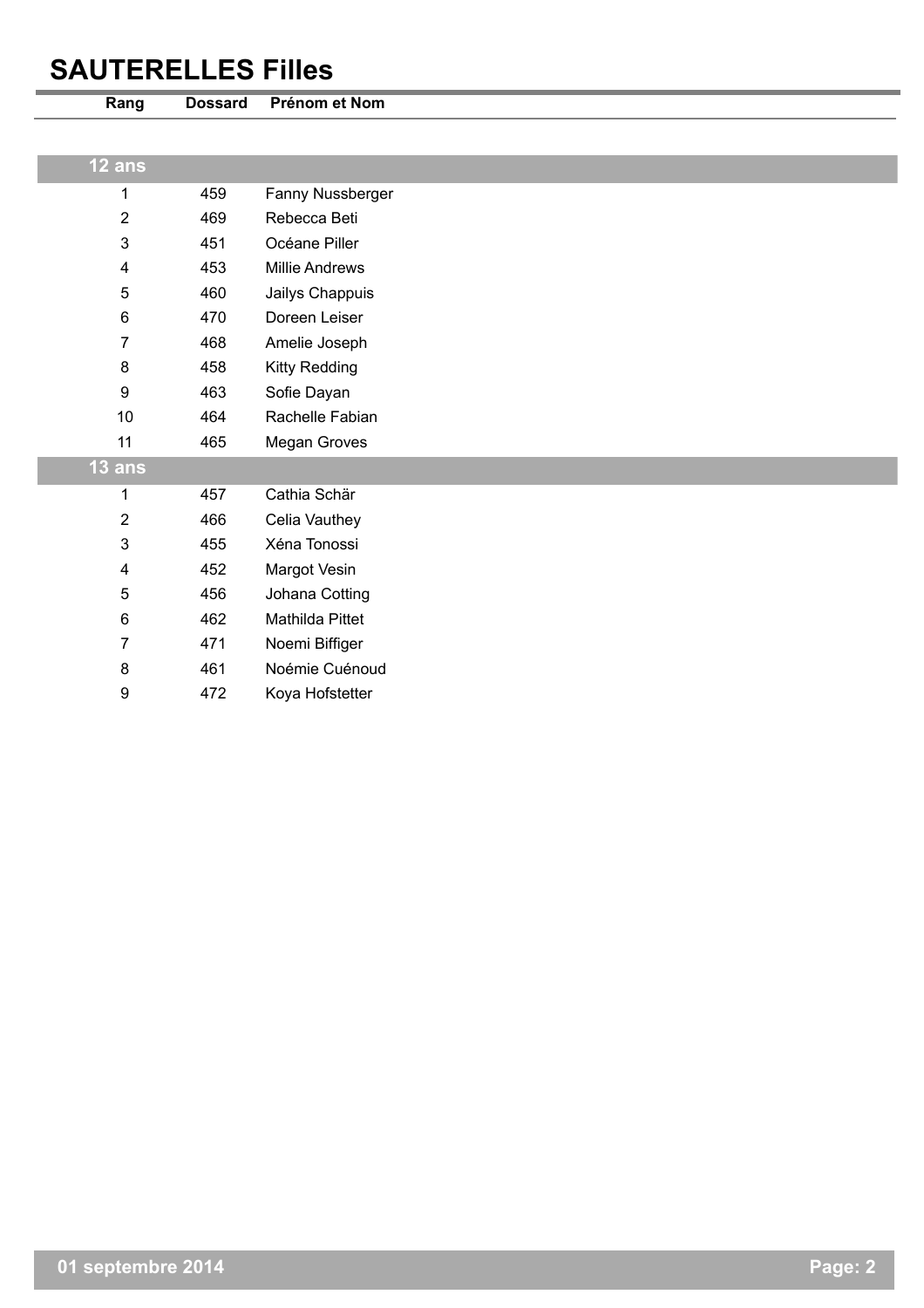# SAUTERELLES Filles

| Rang | Dossard | Prénom et Nom |
|---|---|---|
| **12 ans** | | |
| 1 | 459 | Fanny Nussberger |
| 2 | 469 | Rebecca Beti |
| 3 | 451 | Océane Piller |
| 4 | 453 | Millie Andrews |
| 5 | 460 | Jailys Chappuis |
| 6 | 470 | Doreen Leiser |
| 7 | 468 | Amelie Joseph |
| 8 | 458 | Kitty Redding |
| 9 | 463 | Sofie Dayan |
| 10 | 464 | Rachelle Fabian |
| 11 | 465 | Megan Groves |
| **13 ans** | | |
| 1 | 457 | Cathia Schär |
| 2 | 466 | Celia Vauthey |
| 3 | 455 | Xéna Tonossi |
| 4 | 452 | Margot Vesin |
| 5 | 456 | Johana Cotting |
| 6 | 462 | Mathilda Pittet |
| 7 | 471 | Noemi Biffiger |
| 8 | 461 | Noémie Cuénoud |
| 9 | 472 | Koya Hofstetter |

01 septembre 2014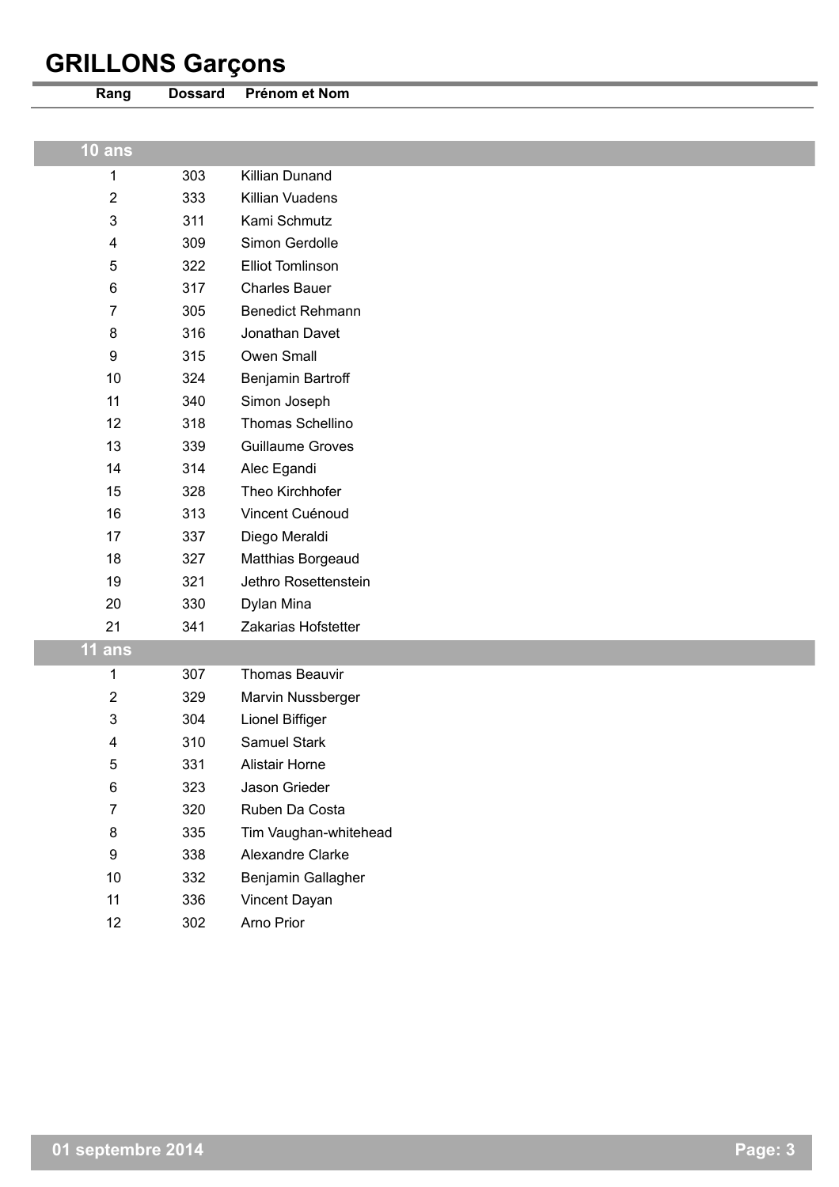# GRILLONS Garçons

| Rang | Dossard | Prénom et Nom |
|---|---|---|
| **10 ans** | | |
| 1 | 303 | Killian Dunand |
| 2 | 333 | Killian Vuadens |
| 3 | 311 | Kami Schmutz |
| 4 | 309 | Simon Gerdolle |
| 5 | 322 | Elliot Tomlinson |
| 6 | 317 | Charles Bauer |
| 7 | 305 | Benedict Rehmann |
| 8 | 316 | Jonathan Davet |
| 9 | 315 | Owen Small |
| 10 | 324 | Benjamin Bartroff |
| 11 | 340 | Simon Joseph |
| 12 | 318 | Thomas Schellino |
| 13 | 339 | Guillaume Groves |
| 14 | 314 | Alec Egandi |
| 15 | 328 | Theo Kirchhofer |
| 16 | 313 | Vincent Cuénoud |
| 17 | 337 | Diego Meraldi |
| 18 | 327 | Matthias Borgeaud |
| 19 | 321 | Jethro Rosettenstein |
| 20 | 330 | Dylan Mina |
| 21 | 341 | Zakarias Hofstetter |
| **11 ans** | | |
| 1 | 307 | Thomas Beauvir |
| 2 | 329 | Marvin Nussberger |
| 3 | 304 | Lionel Biffiger |
| 4 | 310 | Samuel Stark |
| 5 | 331 | Alistair Horne |
| 6 | 323 | Jason Grieder |
| 7 | 320 | Ruben Da Costa |
| 8 | 335 | Tim Vaughan-whitehead |
| 9 | 338 | Alexandre Clarke |
| 10 | 332 | Benjamin Gallagher |
| 11 | 336 | Vincent Dayan |
| 12 | 302 | Arno Prior |

01 septembre 2014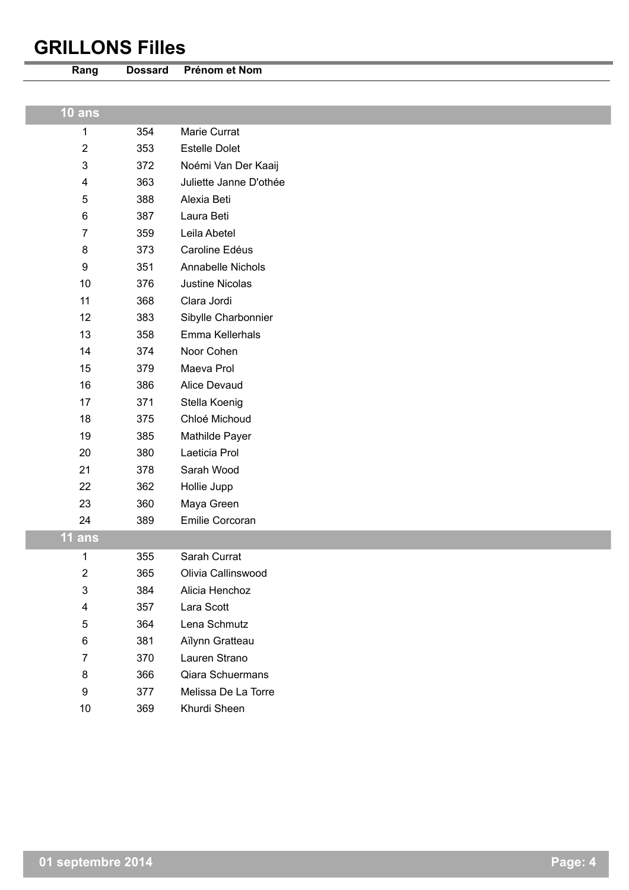# GRILLONS Filles

| Rang | Dossard | Prénom et Nom |
|---|---|---|
| **10 ans** | | |
| 1 | 354 | Marie Currat |
| 2 | 353 | Estelle Dolet |
| 3 | 372 | Noémi Van Der Kaaij |
| 4 | 363 | Juliette Janne D'othée |
| 5 | 388 | Alexia Beti |
| 6 | 387 | Laura Beti |
| 7 | 359 | Leila Abetel |
| 8 | 373 | Caroline Edéus |
| 9 | 351 | Annabelle Nichols |
| 10 | 376 | Justine Nicolas |
| 11 | 368 | Clara Jordi |
| 12 | 383 | Sibylle Charbonnier |
| 13 | 358 | Emma Kellerhals |
| 14 | 374 | Noor Cohen |
| 15 | 379 | Maeva Prol |
| 16 | 386 | Alice Devaud |
| 17 | 371 | Stella Koenig |
| 18 | 375 | Chloé Michoud |
| 19 | 385 | Mathilde Payer |
| 20 | 380 | Laeticia Prol |
| 21 | 378 | Sarah Wood |
| 22 | 362 | Hollie Jupp |
| 23 | 360 | Maya Green |
| 24 | 389 | Emilie Corcoran |
| **11 ans** | | |
| 1 | 355 | Sarah Currat |
| 2 | 365 | Olivia Callinswood |
| 3 | 384 | Alicia Henchoz |
| 4 | 357 | Lara Scott |
| 5 | 364 | Lena Schmutz |
| 6 | 381 | Aïlynn Gratteau |
| 7 | 370 | Lauren Strano |
| 8 | 366 | Qiara Schuermans |
| 9 | 377 | Melissa De La Torre |
| 10 | 369 | Khurdi Sheen |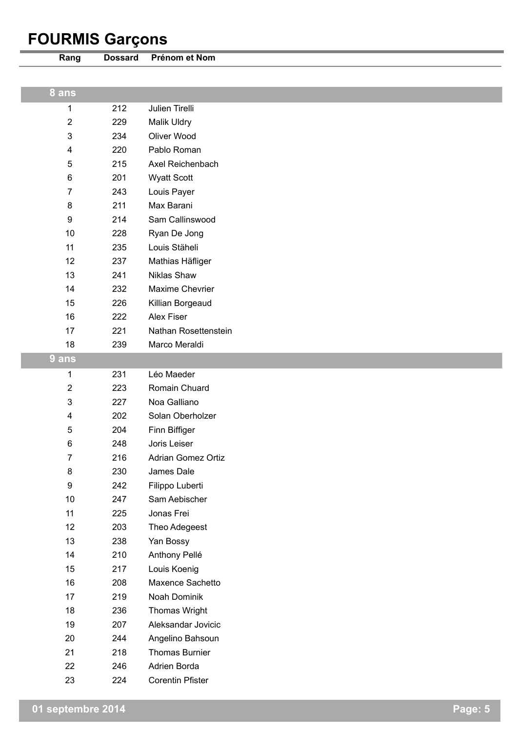# FOURMIS Garçons

| Rang | Dossard | Prénom et Nom |
|---|---|---|
| **8 ans** | | |
| 1 | 212 | Julien Tirelli |
| 2 | 229 | Malik Uldry |
| 3 | 234 | Oliver Wood |
| 4 | 220 | Pablo Roman |
| 5 | 215 | Axel Reichenbach |
| 6 | 201 | Wyatt Scott |
| 7 | 243 | Louis Payer |
| 8 | 211 | Max Barani |
| 9 | 214 | Sam Callinswood |
| 10 | 228 | Ryan De Jong |
| 11 | 235 | Louis Stäheli |
| 12 | 237 | Mathias Häfliger |
| 13 | 241 | Niklas Shaw |
| 14 | 232 | Maxime Chevrier |
| 15 | 226 | Killian Borgeaud |
| 16 | 222 | Alex Fiser |
| 17 | 221 | Nathan Rosettenstein |
| 18 | 239 | Marco Meraldi |
| **9 ans** | | |
| 1 | 231 | Léo Maeder |
| 2 | 223 | Romain Chuard |
| 3 | 227 | Noa Galliano |
| 4 | 202 | Solan Oberholzer |
| 5 | 204 | Finn Biffiger |
| 6 | 248 | Joris Leiser |
| 7 | 216 | Adrian Gomez Ortiz |
| 8 | 230 | James Dale |
| 9 | 242 | Filippo Luberti |
| 10 | 247 | Sam Aebischer |
| 11 | 225 | Jonas Frei |
| 12 | 203 | Theo Adegeest |
| 13 | 238 | Yan Bossy |
| 14 | 210 | Anthony Pellé |
| 15 | 217 | Louis Koenig |
| 16 | 208 | Maxence Sachetto |
| 17 | 219 | Noah Dominik |
| 18 | 236 | Thomas Wright |
| 19 | 207 | Aleksandar Jovicic |
| 20 | 244 | Angelino Bahsoun |
| 21 | 218 | Thomas Burnier |
| 22 | 246 | Adrien Borda |
| 23 | 224 | Corentin Pfister |

01 septembre 2014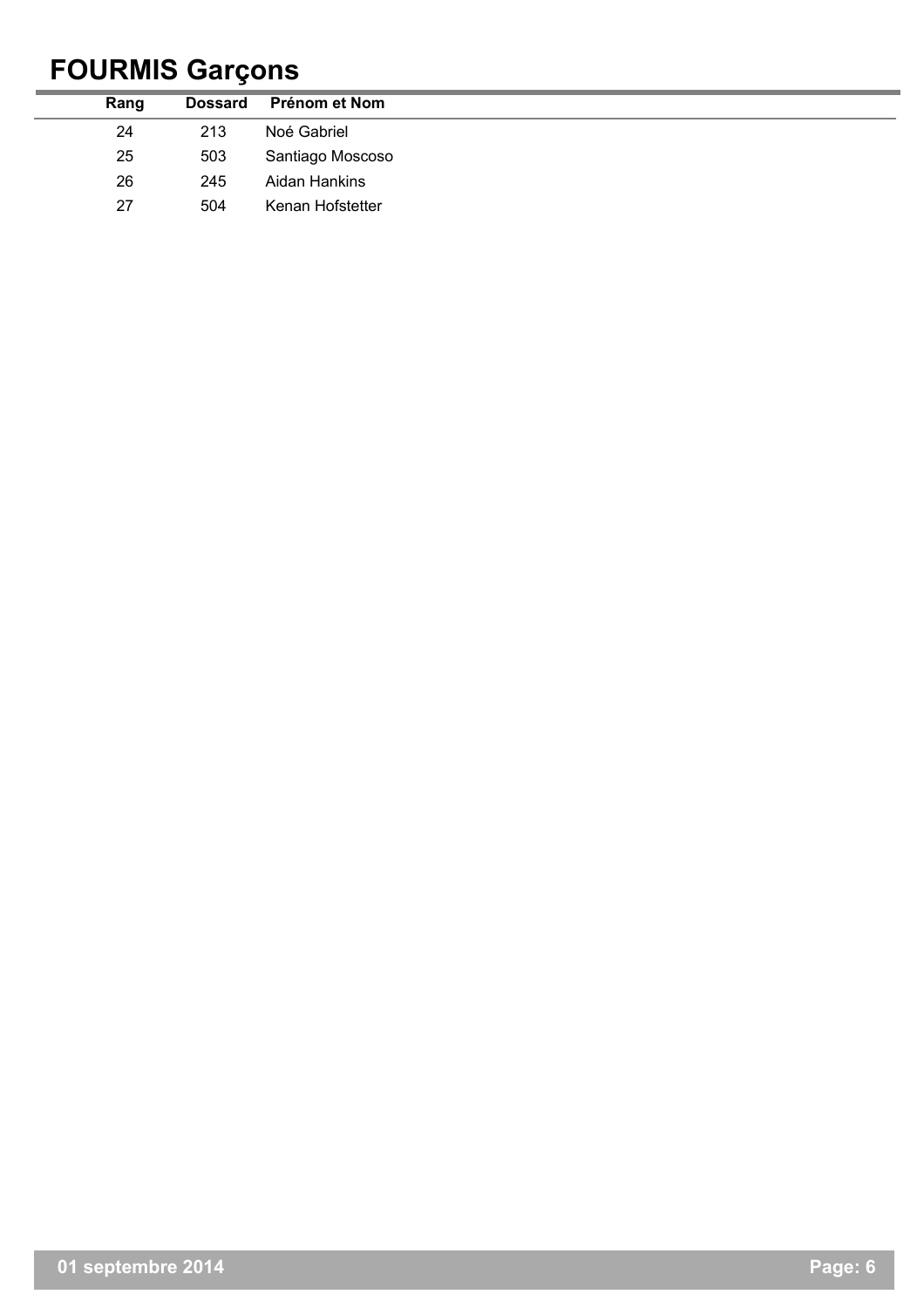# FOURMIS Garçons

| Rang | Dossard | Prénom et Nom |
|---|---|---|
| 24 | 213 | Noé Gabriel |
| 25 | 503 | Santiago Moscoso |
| 26 | 245 | Aidan Hankins |
| 27 | 504 | Kenan Hofstetter |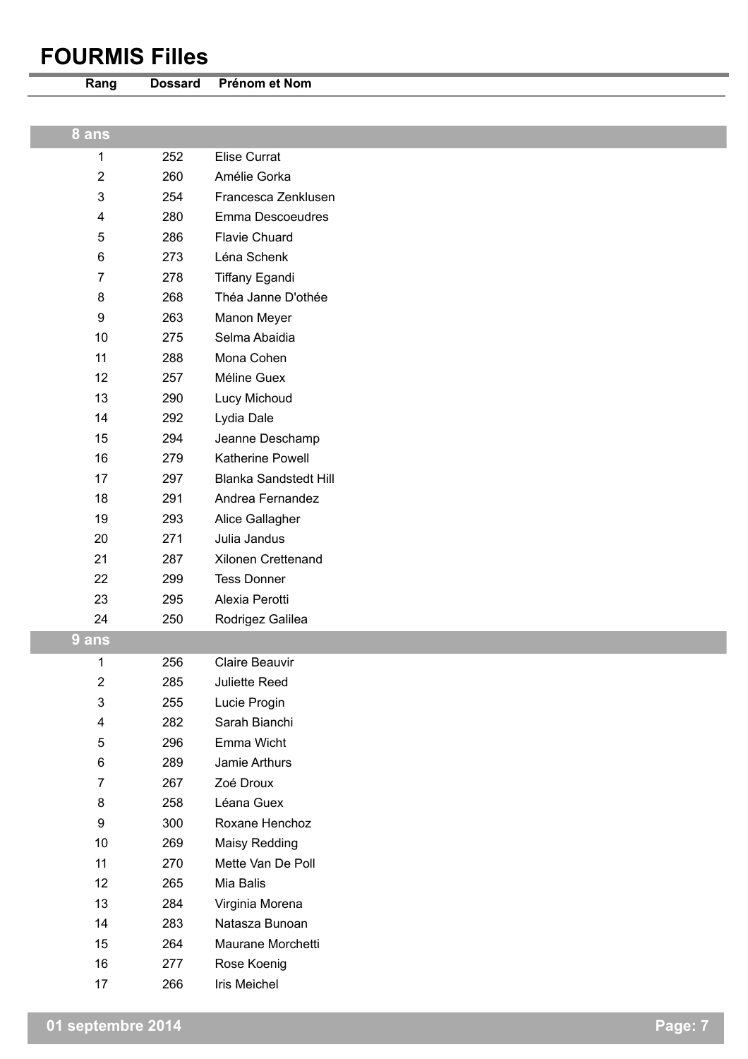# FOURMIS Filles

| Rang | Dossard | Prénom et Nom |
|---|---|---|
| **8 ans** | | |
| 1 | 252 | Elise Currat |
| 2 | 260 | Amélie Gorka |
| 3 | 254 | Francesca Zenklusen |
| 4 | 280 | Emma Descoeudres |
| 5 | 286 | Flavie Chuard |
| 6 | 273 | Léna Schenk |
| 7 | 278 | Tiffany Egandi |
| 8 | 268 | Théa Janne D'othée |
| 9 | 263 | Manon Meyer |
| 10 | 275 | Selma Abaidia |
| 11 | 288 | Mona Cohen |
| 12 | 257 | Méline Guex |
| 13 | 290 | Lucy Michoud |
| 14 | 292 | Lydia Dale |
| 15 | 294 | Jeanne Deschamp |
| 16 | 279 | Katherine Powell |
| 17 | 297 | Blanka Sandstedt Hill |
| 18 | 291 | Andrea Fernandez |
| 19 | 293 | Alice Gallagher |
| 20 | 271 | Julia Jandus |
| 21 | 287 | Xilonen Crettenand |
| 22 | 299 | Tess Donner |
| 23 | 295 | Alexia Perotti |
| 24 | 250 | Rodrigez Galilea |
| **9 ans** | | |
| 1 | 256 | Claire Beauvir |
| 2 | 285 | Juliette Reed |
| 3 | 255 | Lucie Progin |
| 4 | 282 | Sarah Bianchi |
| 5 | 296 | Emma Wicht |
| 6 | 289 | Jamie Arthurs |
| 7 | 267 | Zoé Droux |
| 8 | 258 | Léana Guex |
| 9 | 300 | Roxane Henchoz |
| 10 | 269 | Maisy Redding |
| 11 | 270 | Mette Van De Poll |
| 12 | 265 | Mia Balis |
| 13 | 284 | Virginia Morena |
| 14 | 283 | Natasza Bunoan |
| 15 | 264 | Maurane Morchetti |
| 16 | 277 | Rose Koenig |
| 17 | 266 | Iris Meichel |

01 septembre 2014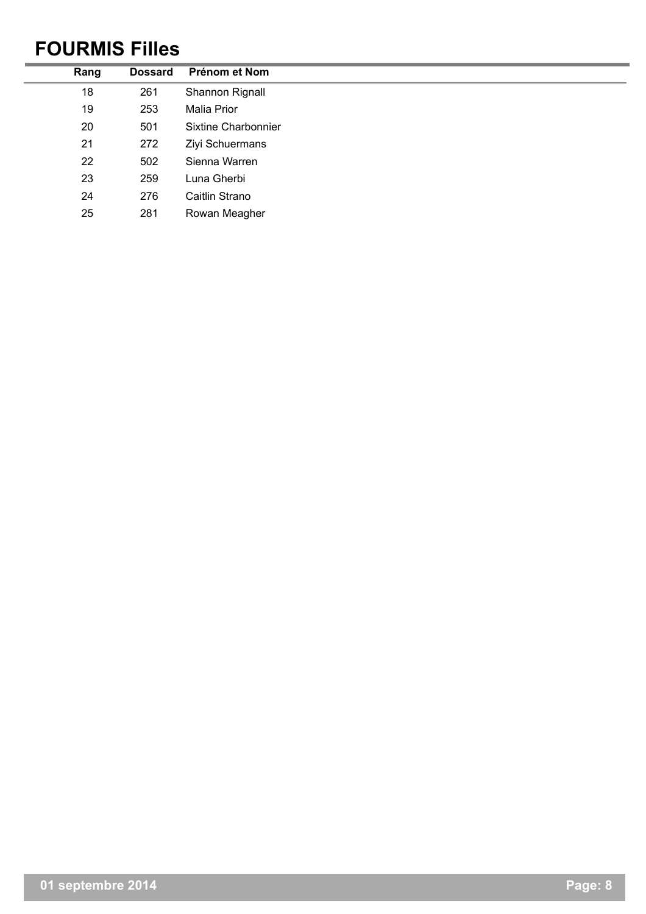# FOURMIS Filles

| Rang | Dossard | Prénom et Nom |
|---|---|---|
| 18 | 261 | Shannon Rignall |
| 19 | 253 | Malia Prior |
| 20 | 501 | Sixtine Charbonnier |
| 21 | 272 | Ziyi Schuermans |
| 22 | 502 | Sienna Warren |
| 23 | 259 | Luna Gherbi |
| 24 | 276 | Caitlin Strano |
| 25 | 281 | Rowan Meagher |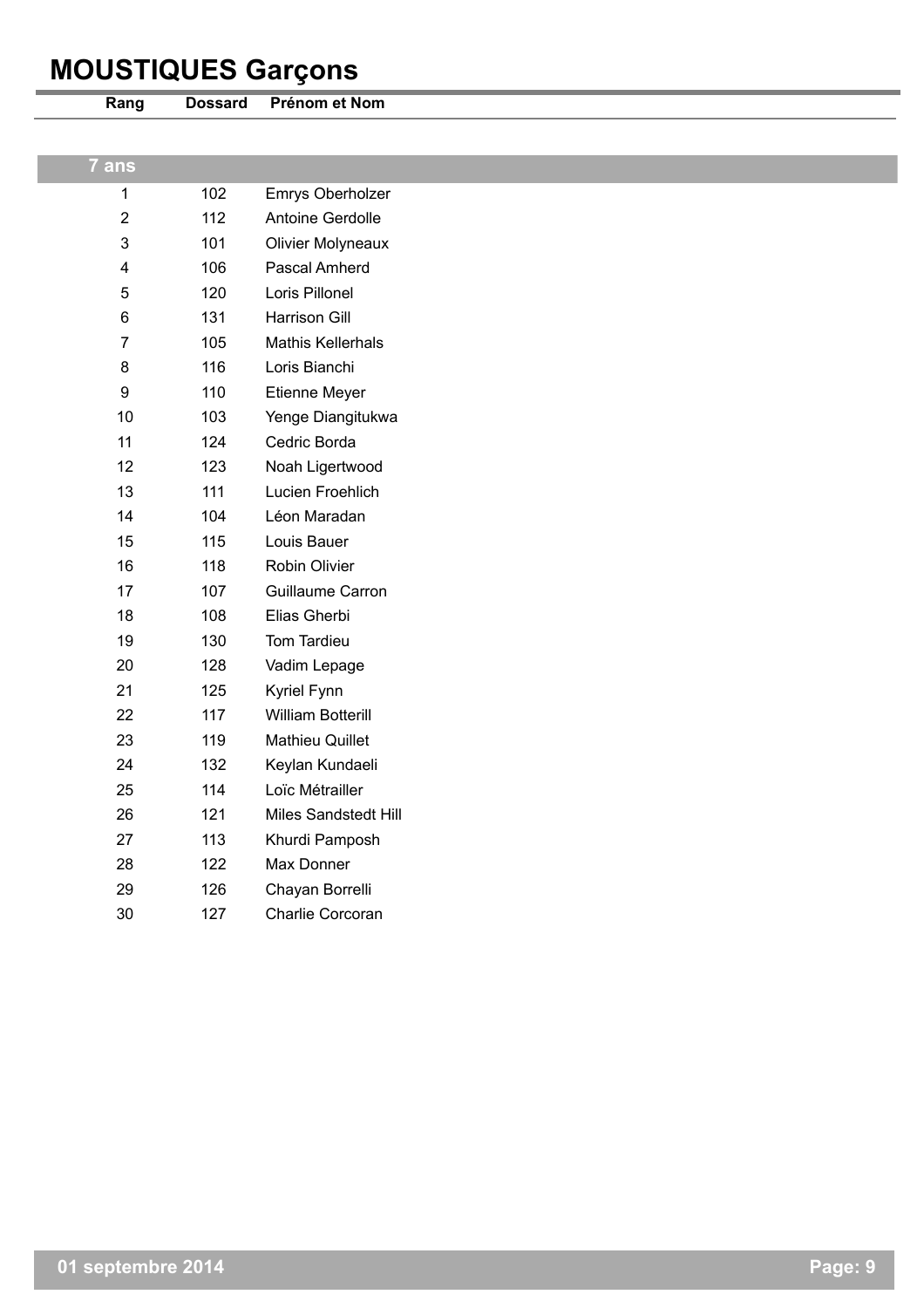# MOUSTIQUES Garçons

| Rang | Dossard | Prénom et Nom |
|---|---|---|
| **7 ans** | | |
| 1 | 102 | Emrys Oberholzer |
| 2 | 112 | Antoine Gerdolle |
| 3 | 101 | Olivier Molyneaux |
| 4 | 106 | Pascal Amherd |
| 5 | 120 | Loris Pillonel |
| 6 | 131 | Harrison Gill |
| 7 | 105 | Mathis Kellerhals |
| 8 | 116 | Loris Bianchi |
| 9 | 110 | Etienne Meyer |
| 10 | 103 | Yenge Diangitukwa |
| 11 | 124 | Cedric Borda |
| 12 | 123 | Noah Ligertwood |
| 13 | 111 | Lucien Froehlich |
| 14 | 104 | Léon Maradan |
| 15 | 115 | Louis Bauer |
| 16 | 118 | Robin Olivier |
| 17 | 107 | Guillaume Carron |
| 18 | 108 | Elias Gherbi |
| 19 | 130 | Tom Tardieu |
| 20 | 128 | Vadim Lepage |
| 21 | 125 | Kyriel Fynn |
| 22 | 117 | William Botterill |
| 23 | 119 | Mathieu Quillet |
| 24 | 132 | Keylan Kundaeli |
| 25 | 114 | Loïc Métrailler |
| 26 | 121 | Miles Sandstedt Hill |
| 27 | 113 | Khurdi Pamposh |
| 28 | 122 | Max Donner |
| 29 | 126 | Chayan Borrelli |
| 30 | 127 | Charlie Corcoran |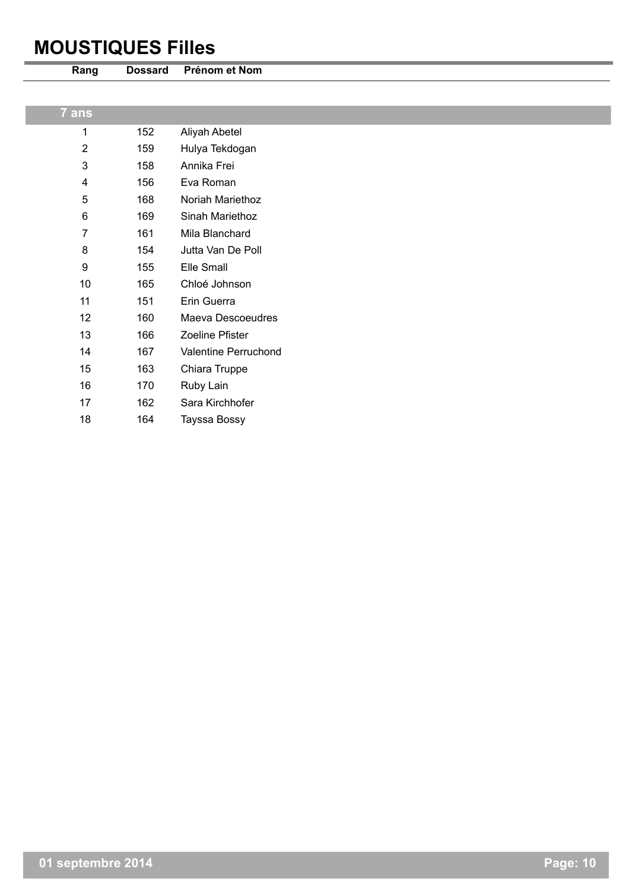# MOUSTIQUES Filles

| Rang | Dossard | Prénom et Nom |
|---|---|---|
| **7 ans** | | |
| 1 | 152 | Aliyah Abetel |
| 2 | 159 | Hulya Tekdogan |
| 3 | 158 | Annika Frei |
| 4 | 156 | Eva Roman |
| 5 | 168 | Noriah Mariethoz |
| 6 | 169 | Sinah Mariethoz |
| 7 | 161 | Mila Blanchard |
| 8 | 154 | Jutta Van De Poll |
| 9 | 155 | Elle Small |
| 10 | 165 | Chloé Johnson |
| 11 | 151 | Erin Guerra |
| 12 | 160 | Maeva Descoeudres |
| 13 | 166 | Zoeline Pfister |
| 14 | 167 | Valentine Perruchond |
| 15 | 163 | Chiara Truppe |
| 16 | 170 | Ruby Lain |
| 17 | 162 | Sara Kirchhofer |
| 18 | 164 | Tayssa Bossy |

01 septembre 2014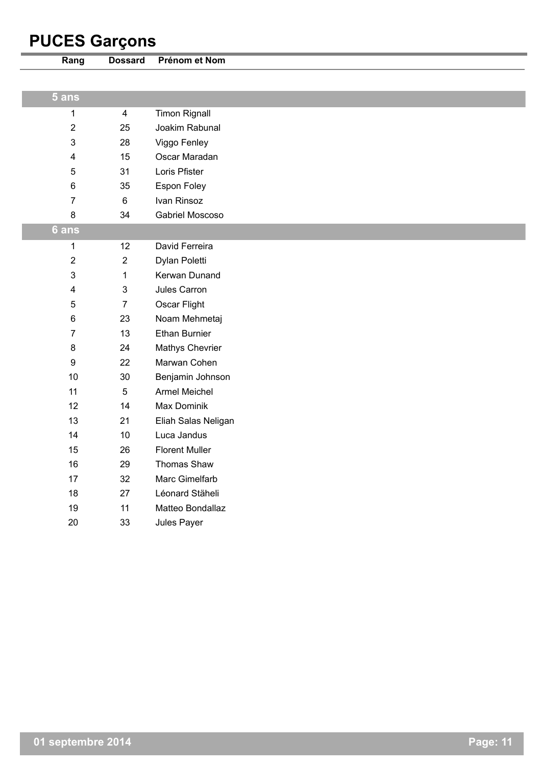# PUCES Garçons

| Rang | Dossard | Prénom et Nom |
|---|---|---|
| **5 ans** | | |
| 1 | 4 | Timon Rignall |
| 2 | 25 | Joakim Rabunal |
| 3 | 28 | Viggo Fenley |
| 4 | 15 | Oscar Maradan |
| 5 | 31 | Loris Pfister |
| 6 | 35 | Espon Foley |
| 7 | 6 | Ivan Rinsoz |
| 8 | 34 | Gabriel Moscoso |
| **6 ans** | | |
| 1 | 12 | David Ferreira |
| 2 | 2 | Dylan Poletti |
| 3 | 1 | Kerwan Dunand |
| 4 | 3 | Jules Carron |
| 5 | 7 | Oscar Flight |
| 6 | 23 | Noam Mehmetaj |
| 7 | 13 | Ethan Burnier |
| 8 | 24 | Mathys Chevrier |
| 9 | 22 | Marwan Cohen |
| 10 | 30 | Benjamin Johnson |
| 11 | 5 | Armel Meichel |
| 12 | 14 | Max Dominik |
| 13 | 21 | Eliah Salas Neligan |
| 14 | 10 | Luca Jandus |
| 15 | 26 | Florent Muller |
| 16 | 29 | Thomas Shaw |
| 17 | 32 | Marc Gimelfarb |
| 18 | 27 | Léonard Stäheli |
| 19 | 11 | Matteo Bondallaz |
| 20 | 33 | Jules Payer |

01 septembre 2014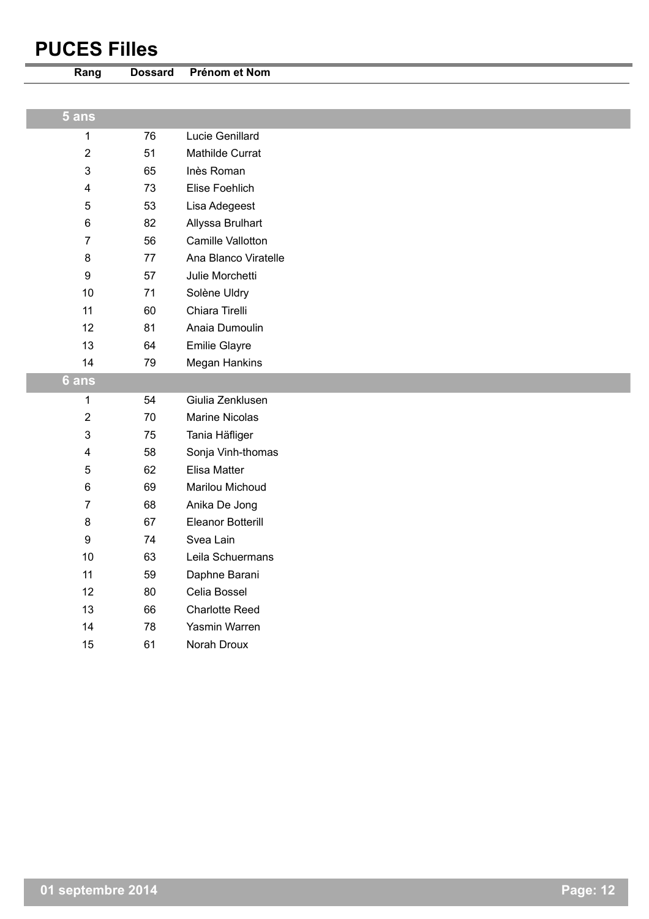# PUCES Filles

| Rang | Dossard | Prénom et Nom |
|---|---|---|
| **5 ans** | | |
| 1 | 76 | Lucie Genillard |
| 2 | 51 | Mathilde Currat |
| 3 | 65 | Inès Roman |
| 4 | 73 | Elise Foehlich |
| 5 | 53 | Lisa Adegeest |
| 6 | 82 | Allyssa Brulhart |
| 7 | 56 | Camille Vallotton |
| 8 | 77 | Ana Blanco Viratelle |
| 9 | 57 | Julie Morchetti |
| 10 | 71 | Solène Uldry |
| 11 | 60 | Chiara Tirelli |
| 12 | 81 | Anaia Dumoulin |
| 13 | 64 | Emilie Glayre |
| 14 | 79 | Megan Hankins |
| **6 ans** | | |
| 1 | 54 | Giulia Zenklusen |
| 2 | 70 | Marine Nicolas |
| 3 | 75 | Tania Häfliger |
| 4 | 58 | Sonja Vinh-thomas |
| 5 | 62 | Elisa Matter |
| 6 | 69 | Marilou Michoud |
| 7 | 68 | Anika De Jong |
| 8 | 67 | Eleanor Botterill |
| 9 | 74 | Svea Lain |
| 10 | 63 | Leila Schuermans |
| 11 | 59 | Daphne Barani |
| 12 | 80 | Celia Bossel |
| 13 | 66 | Charlotte Reed |
| 14 | 78 | Yasmin Warren |
| 15 | 61 | Norah Droux |

01 septembre 2014